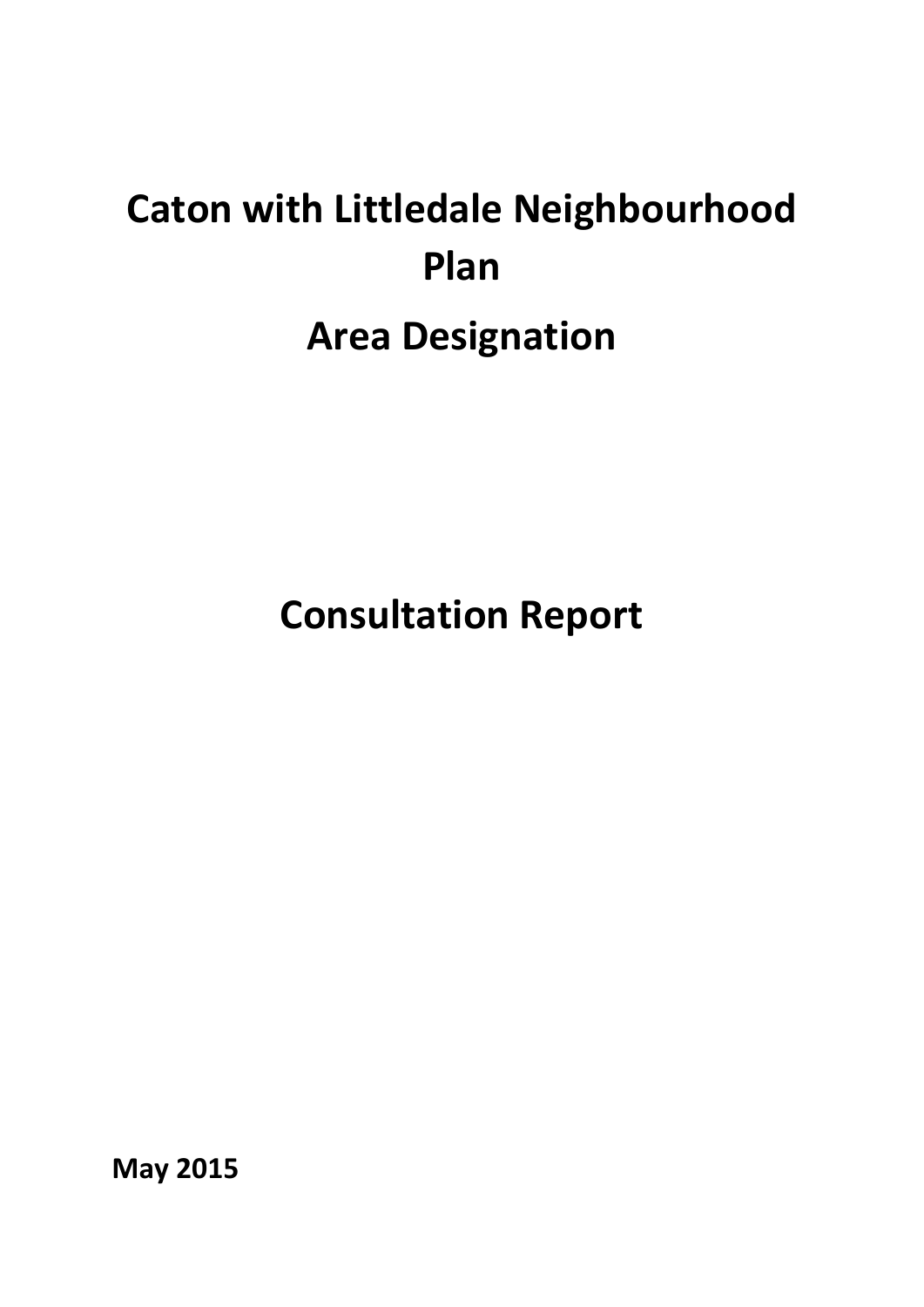# Caton with Littledale Neighbourhood Plan

# Area Designation

# Consultation Report

**May 2015**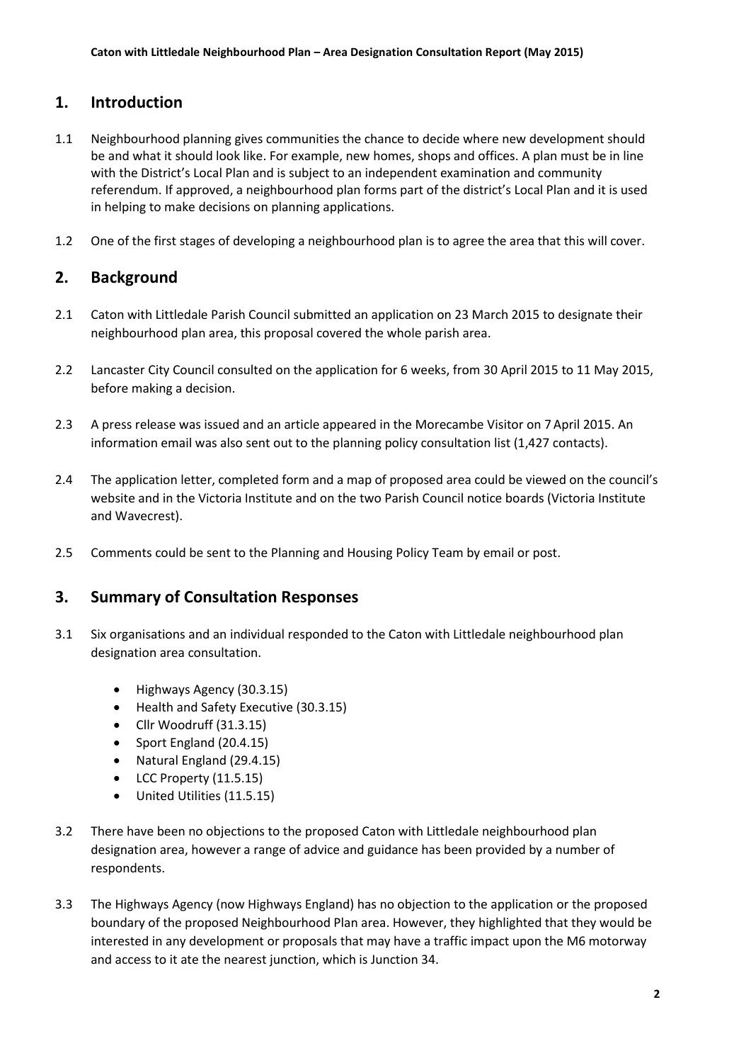## 1. Introduction

1.1 Neighbourhood planning gives communities the chance to decide where new development should be and what it should look like. For example, new homes, shops and offices. A plan must be in line with the District's Local Plan and is subject to an independent examination and community referendum. If approved, a neighbourhood plan forms part of the district's Local Plan and it is used in helping to make decisions on planning applications.

1.2 One of the first stages of developing a neighbourhood plan is to agree the area that this will cover.

## 2. Background

2.1 Caton with Littledale Parish Council submitted an application on 23 March 2015 to designate their neighbourhood plan area, this proposal covered the whole parish area.

2.2 Lancaster City Council consulted on the application for 6 weeks, from 30 April 2015 to 11 May 2015, before making a decision.

2.3 A press release was issued and an article appeared in the Morecambe Visitor on 7 April 2015. An information email was also sent out to the planning policy consultation list (1,427 contacts).

2.4 The application letter, completed form and a map of proposed area could be viewed on the council's website and in the Victoria Institute and on the two Parish Council notice boards (Victoria Institute and Wavecrest).

2.5 Comments could be sent to the Planning and Housing Policy Team by email or post.

## 3. Summary of Consultation Responses

3.1 Six organisations and an individual responded to the Caton with Littledale neighbourhood plan designation area consultation.

- Highways Agency (30.3.15)
- Health and Safety Executive (30.3.15)
- Cllr Woodruff (31.3.15)
- Sport England (20.4.15)
- Natural England (29.4.15)
- LCC Property (11.5.15)
- United Utilities (11.5.15)

3.2 There have been no objections to the proposed Caton with Littledale neighbourhood plan designation area, however a range of advice and guidance has been provided by a number of respondents.

3.3 The Highways Agency (now Highways England) has no objection to the application or the proposed boundary of the proposed Neighbourhood Plan area. However, they highlighted that they would be interested in any development or proposals that may have a traffic impact upon the M6 motorway and access to it ate the nearest junction, which is Junction 34.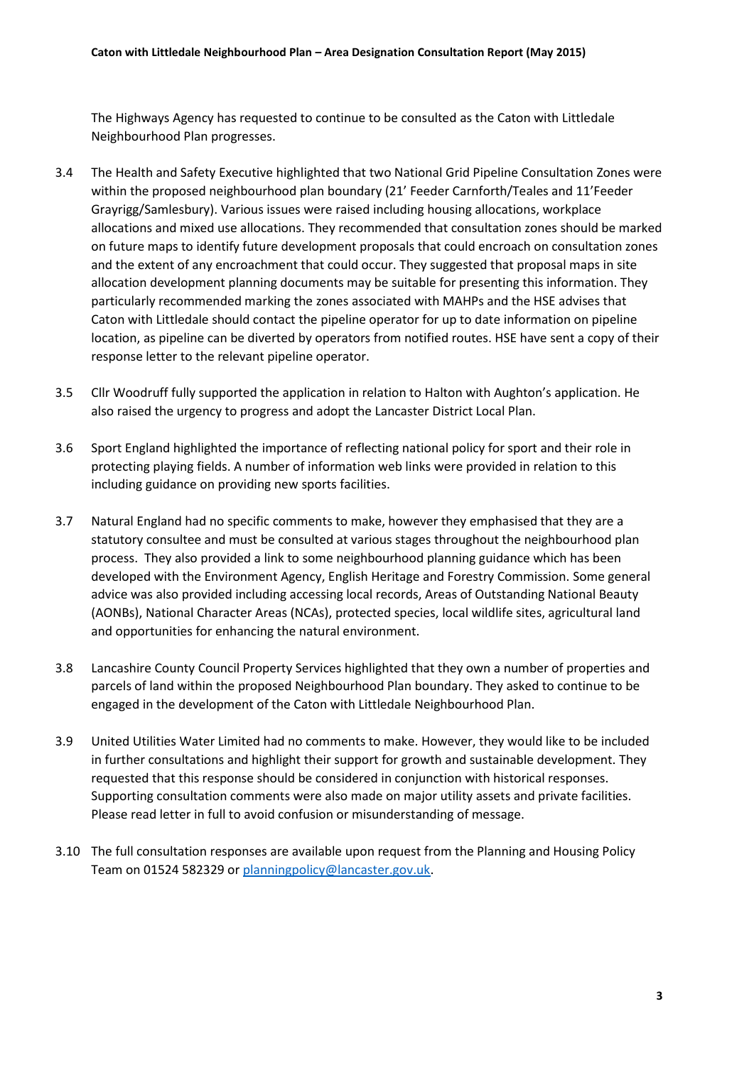The Highways Agency has requested to continue to be consulted as the Caton with Littledale Neighbourhood Plan progresses.

3.4 The Health and Safety Executive highlighted that two National Grid Pipeline Consultation Zones were within the proposed neighbourhood plan boundary (21' Feeder Carnforth/Teales and 11'Feeder Grayrigg/Samlesbury). Various issues were raised including housing allocations, workplace allocations and mixed use allocations. They recommended that consultation zones should be marked on future maps to identify future development proposals that could encroach on consultation zones and the extent of any encroachment that could occur. They suggested that proposal maps in site allocation development planning documents may be suitable for presenting this information. They particularly recommended marking the zones associated with MAHPs and the HSE advises that Caton with Littledale should contact the pipeline operator for up to date information on pipeline location, as pipeline can be diverted by operators from notified routes. HSE have sent a copy of their response letter to the relevant pipeline operator.

3.5 Cllr Woodruff fully supported the application in relation to Halton with Aughton's application. He also raised the urgency to progress and adopt the Lancaster District Local Plan.

3.6 Sport England highlighted the importance of reflecting national policy for sport and their role in protecting playing fields. A number of information web links were provided in relation to this including guidance on providing new sports facilities.

3.7 Natural England had no specific comments to make, however they emphasised that they are a statutory consultee and must be consulted at various stages throughout the neighbourhood plan process. They also provided a link to some neighbourhood planning guidance which has been developed with the Environment Agency, English Heritage and Forestry Commission. Some general advice was also provided including accessing local records, Areas of Outstanding National Beauty (AONBs), National Character Areas (NCAs), protected species, local wildlife sites, agricultural land and opportunities for enhancing the natural environment.

3.8 Lancashire County Council Property Services highlighted that they own a number of properties and parcels of land within the proposed Neighbourhood Plan boundary. They asked to continue to be engaged in the development of the Caton with Littledale Neighbourhood Plan.

3.9 United Utilities Water Limited had no comments to make. However, they would like to be included in further consultations and highlight their support for growth and sustainable development. They requested that this response should be considered in conjunction with historical responses. Supporting consultation comments were also made on major utility assets and private facilities. Please read letter in full to avoid confusion or misunderstanding of message.

3.10 The full consultation responses are available upon request from the Planning and Housing Policy Team on 01524 582329 or planningpolicy@lancaster.gov.uk.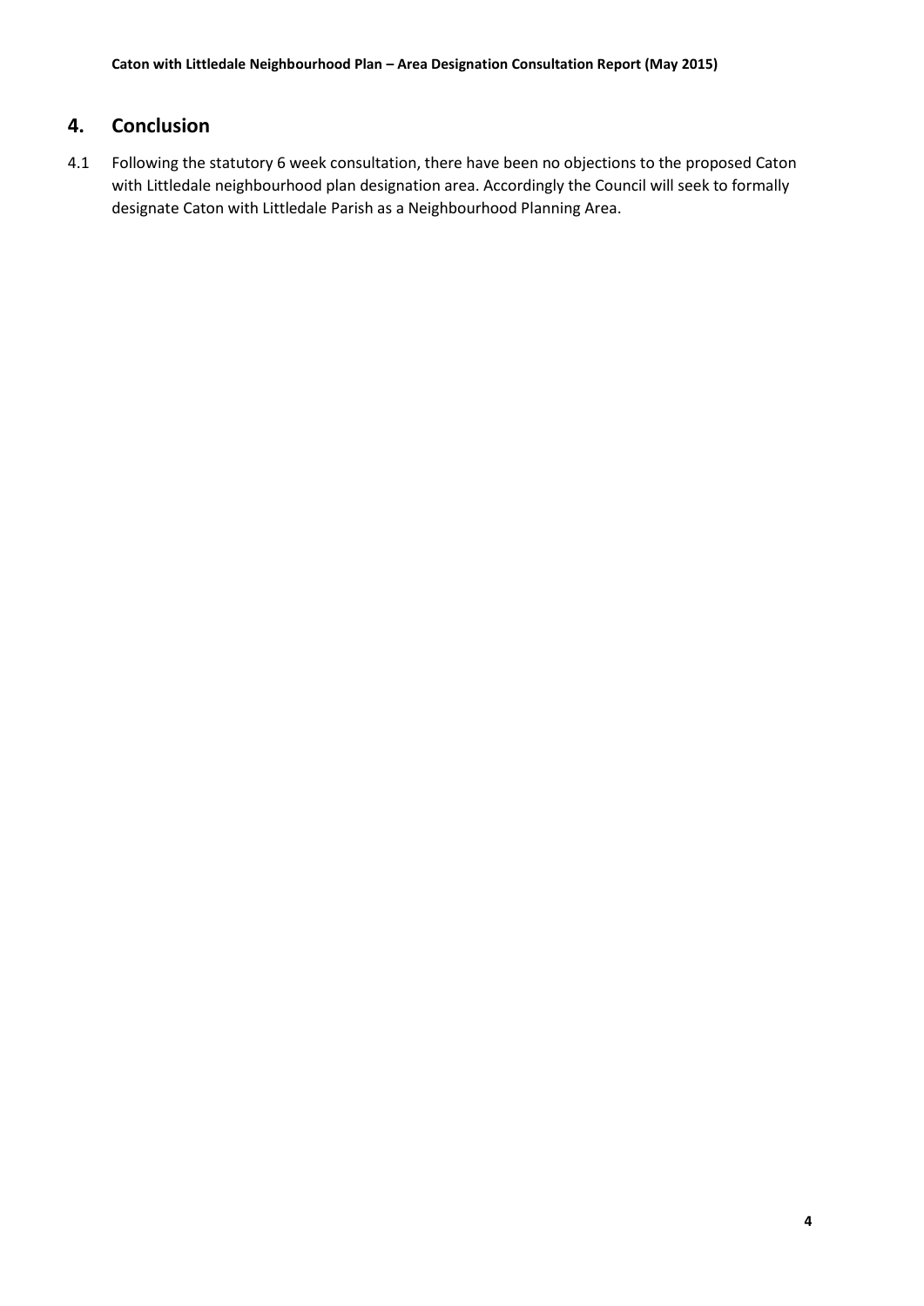## 4. Conclusion

4.1 Following the statutory 6 week consultation, there have been no objections to the proposed Caton with Littledale neighbourhood plan designation area. Accordingly the Council will seek to formally designate Caton with Littledale Parish as a Neighbourhood Planning Area.